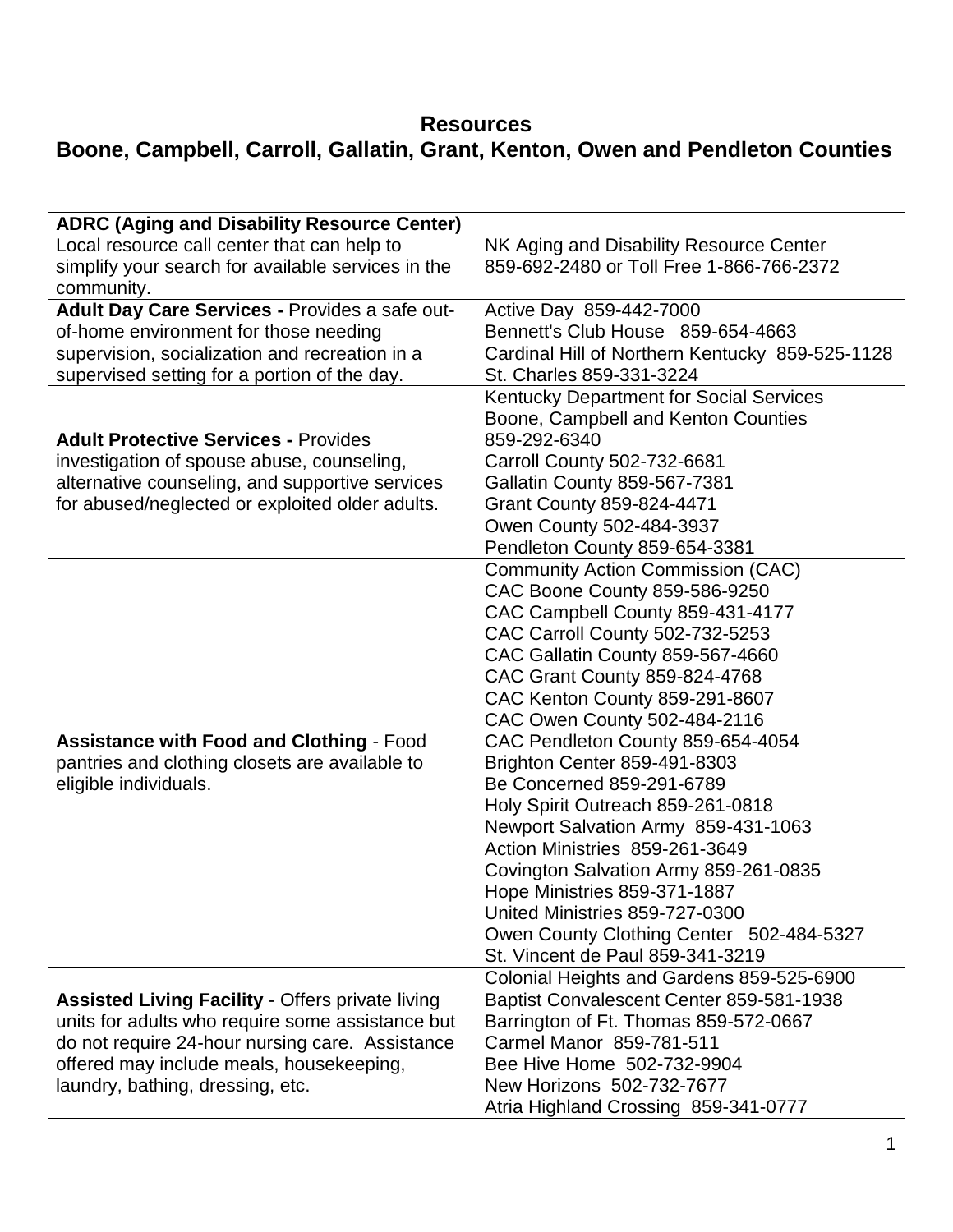# Resources
## Boone, Campbell, Carroll, Gallatin, Grant, Kenton, Owen and Pendleton Counties

| Service | Contacts |
|---|---|
| **ADRC (Aging and Disability Resource Center)** Local resource call center that can help to simplify your search for available services in the community. | NK Aging and Disability Resource Center<br>859-692-2480 or Toll Free 1-866-766-2372 |
| **Adult Day Care Services -** Provides a safe out-of-home environment for those needing supervision, socialization and recreation in a supervised setting for a portion of the day. | Active Day 859-442-7000<br>Bennett's Club House 859-654-4663<br>Cardinal Hill of Northern Kentucky 859-525-1128<br>St. Charles 859-331-3224 |
| **Adult Protective Services -** Provides investigation of spouse abuse, counseling, alternative counseling, and supportive services for abused/neglected or exploited older adults. | Kentucky Department for Social Services<br>Boone, Campbell and Kenton Counties<br>859-292-6340<br>Carroll County 502-732-6681<br>Gallatin County 859-567-7381<br>Grant County 859-824-4471<br>Owen County 502-484-3937<br>Pendleton County 859-654-3381 |
| **Assistance with Food and Clothing** - Food pantries and clothing closets are available to eligible individuals. | Community Action Commission (CAC)<br>CAC Boone County 859-586-9250<br>CAC Campbell County 859-431-4177<br>CAC Carroll County 502-732-5253<br>CAC Gallatin County 859-567-4660<br>CAC Grant County 859-824-4768<br>CAC Kenton County 859-291-8607<br>CAC Owen County 502-484-2116<br>CAC Pendleton County 859-654-4054<br>Brighton Center 859-491-8303<br>Be Concerned 859-291-6789<br>Holy Spirit Outreach 859-261-0818<br>Newport Salvation Army 859-431-1063<br>Action Ministries 859-261-3649<br>Covington Salvation Army 859-261-0835<br>Hope Ministries 859-371-1887<br>United Ministries 859-727-0300<br>Owen County Clothing Center 502-484-5327<br>St. Vincent de Paul 859-341-3219 |
| **Assisted Living Facility** - Offers private living units for adults who require some assistance but do not require 24-hour nursing care. Assistance offered may include meals, housekeeping, laundry, bathing, dressing, etc. | Colonial Heights and Gardens 859-525-6900<br>Baptist Convalescent Center 859-581-1938<br>Barrington of Ft. Thomas 859-572-0667<br>Carmel Manor 859-781-511<br>Bee Hive Home 502-732-9904<br>New Horizons 502-732-7677<br>Atria Highland Crossing 859-341-0777 |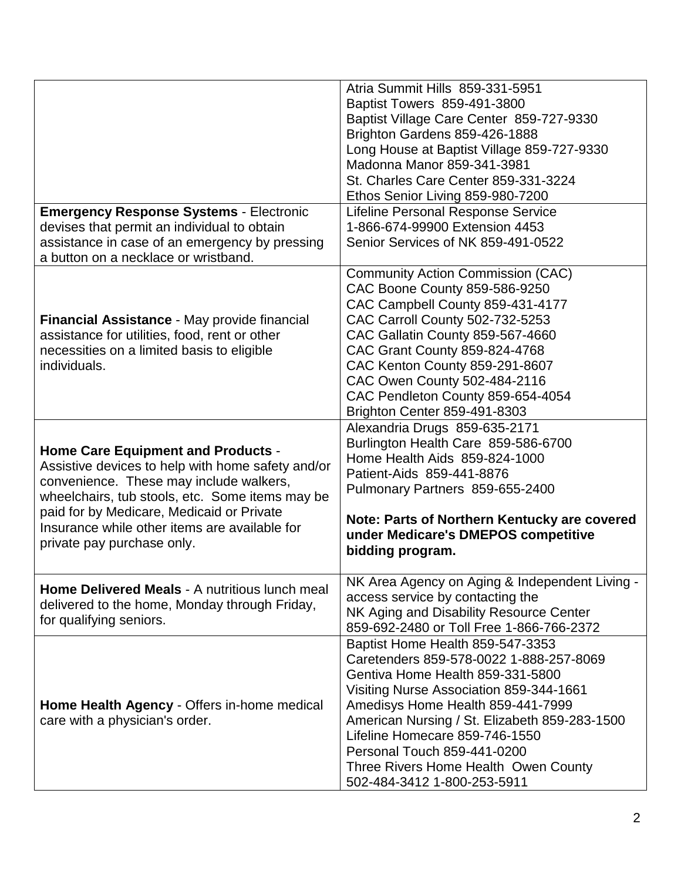| | |
|---|---|
| | Atria Summit Hills 859-331-5951<br>Baptist Towers 859-491-3800<br>Baptist Village Care Center 859-727-9330<br>Brighton Gardens 859-426-1888<br>Long House at Baptist Village 859-727-9330<br>Madonna Manor 859-341-3981<br>St. Charles Care Center 859-331-3224<br>Ethos Senior Living 859-980-7200 |
| **Emergency Response Systems** - Electronic devises that permit an individual to obtain assistance in case of an emergency by pressing a button on a necklace or wristband. | Lifeline Personal Response Service<br>1-866-674-99900 Extension 4453<br>Senior Services of NK 859-491-0522 |
| **Financial Assistance** - May provide financial assistance for utilities, food, rent or other necessities on a limited basis to eligible individuals. | Community Action Commission (CAC)<br>CAC Boone County 859-586-9250<br>CAC Campbell County 859-431-4177<br>CAC Carroll County 502-732-5253<br>CAC Gallatin County 859-567-4660<br>CAC Grant County 859-824-4768<br>CAC Kenton County 859-291-8607<br>CAC Owen County 502-484-2116<br>CAC Pendleton County 859-654-4054<br>Brighton Center 859-491-8303 |
| **Home Care Equipment and Products** - Assistive devices to help with home safety and/or convenience. These may include walkers, wheelchairs, tub stools, etc. Some items may be paid for by Medicare, Medicaid or Private Insurance while other items are available for private pay purchase only. | Alexandria Drugs 859-635-2171<br>Burlington Health Care 859-586-6700<br>Home Health Aids 859-824-1000<br>Patient-Aids 859-441-8876<br>Pulmonary Partners 859-655-2400<br><br>**Note: Parts of Northern Kentucky are covered under Medicare's DMEPOS competitive bidding program.** |
| **Home Delivered Meals** - A nutritious lunch meal delivered to the home, Monday through Friday, for qualifying seniors. | NK Area Agency on Aging & Independent Living - access service by contacting the<br>NK Aging and Disability Resource Center<br>859-692-2480 or Toll Free 1-866-766-2372 |
| **Home Health Agency** - Offers in-home medical care with a physician's order. | Baptist Home Health 859-547-3353<br>Caretenders 859-578-0022 1-888-257-8069<br>Gentiva Home Health 859-331-5800<br>Visiting Nurse Association 859-344-1661<br>Amedisys Home Health 859-441-7999<br>American Nursing / St. Elizabeth 859-283-1500<br>Lifeline Homecare 859-746-1550<br>Personal Touch 859-441-0200<br>Three Rivers Home Health Owen County<br>502-484-3412 1-800-253-5911 |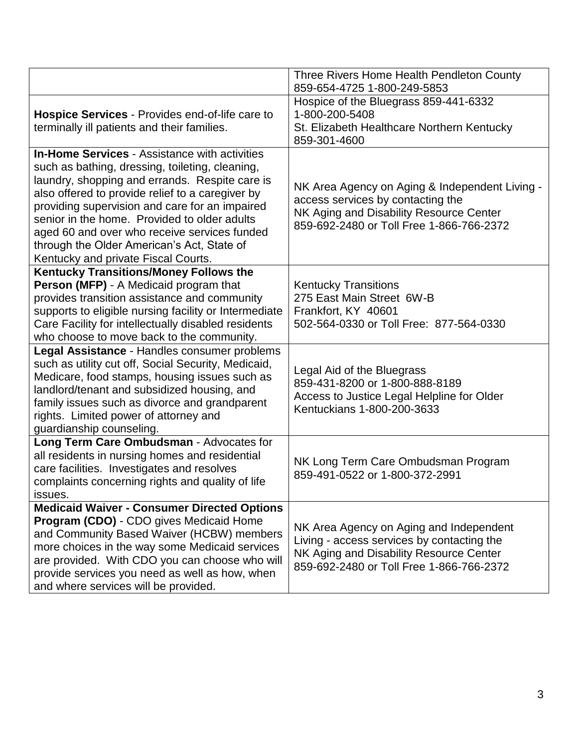| | |
|---|---|
| | Three Rivers Home Health Pendleton County 859-654-4725 1-800-249-5853 |
| **Hospice Services** - Provides end-of-life care to terminally ill patients and their families. | Hospice of the Bluegrass 859-441-6332 1-800-200-5408<br>St. Elizabeth Healthcare Northern Kentucky 859-301-4600 |
| **In-Home Services** - Assistance with activities such as bathing, dressing, toileting, cleaning, laundry, shopping and errands. Respite care is also offered to provide relief to a caregiver by providing supervision and care for an impaired senior in the home. Provided to older adults aged 60 and over who receive services funded through the Older American's Act, State of Kentucky and private Fiscal Courts. | NK Area Agency on Aging & Independent Living - access services by contacting the NK Aging and Disability Resource Center 859-692-2480 or Toll Free 1-866-766-2372 |
| **Kentucky Transitions/Money Follows the Person (MFP)** - A Medicaid program that provides transition assistance and community supports to eligible nursing facility or Intermediate Care Facility for intellectually disabled residents who choose to move back to the community. | Kentucky Transitions<br>275 East Main Street 6W-B<br>Frankfort, KY 40601<br>502-564-0330 or Toll Free: 877-564-0330 |
| **Legal Assistance** - Handles consumer problems such as utility cut off, Social Security, Medicaid, Medicare, food stamps, housing issues such as landlord/tenant and subsidized housing, and family issues such as divorce and grandparent rights. Limited power of attorney and guardianship counseling. | Legal Aid of the Bluegrass<br>859-431-8200 or 1-800-888-8189<br>Access to Justice Legal Helpline for Older Kentuckians 1-800-200-3633 |
| **Long Term Care Ombudsman** - Advocates for all residents in nursing homes and residential care facilities. Investigates and resolves complaints concerning rights and quality of life issues. | NK Long Term Care Ombudsman Program 859-491-0522 or 1-800-372-2991 |
| **Medicaid Waiver - Consumer Directed Options Program (CDO)** - CDO gives Medicaid Home and Community Based Waiver (HCBW) members more choices in the way some Medicaid services are provided. With CDO you can choose who will provide services you need as well as how, when and where services will be provided. | NK Area Agency on Aging and Independent Living - access services by contacting the NK Aging and Disability Resource Center 859-692-2480 or Toll Free 1-866-766-2372 |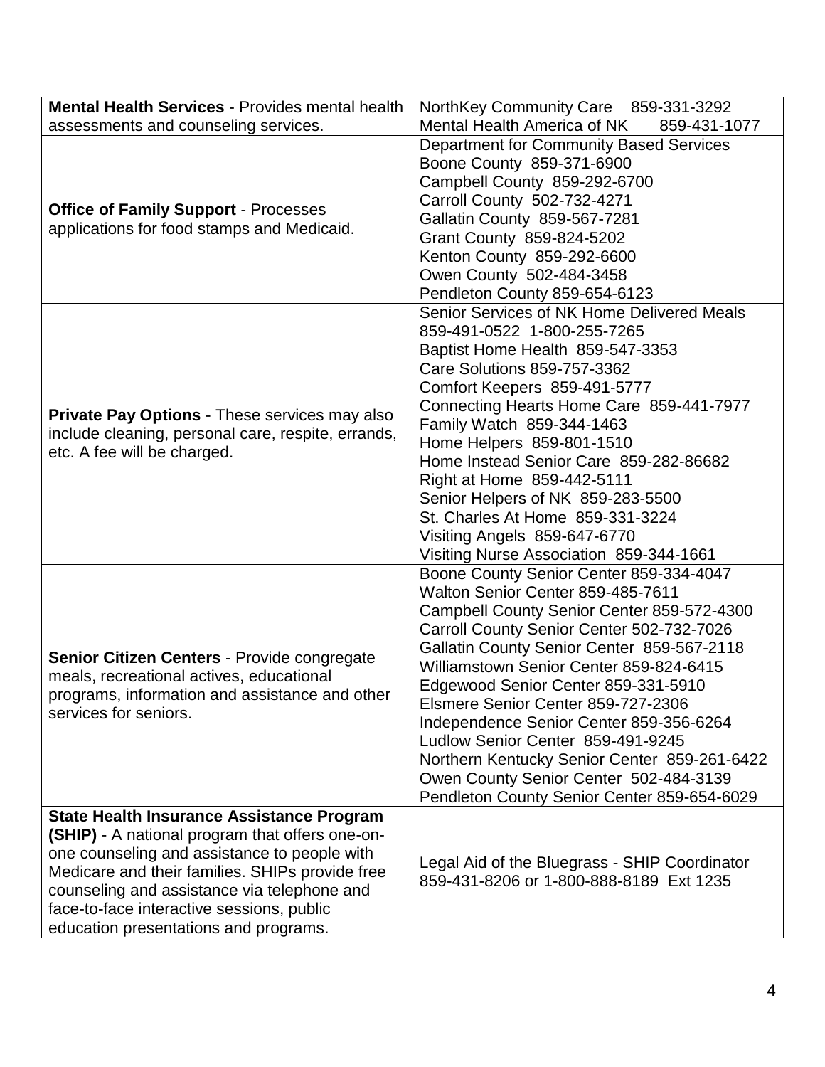| | |
|---|---|
| **Mental Health Services** - Provides mental health assessments and counseling services. | NorthKey Community Care 859-331-3292<br>Mental Health America of NK 859-431-1077 |
| **Office of Family Support** - Processes applications for food stamps and Medicaid. | Department for Community Based Services<br>Boone County 859-371-6900<br>Campbell County 859-292-6700<br>Carroll County 502-732-4271<br>Gallatin County 859-567-7281<br>Grant County 859-824-5202<br>Kenton County 859-292-6600<br>Owen County 502-484-3458<br>Pendleton County 859-654-6123 |
| **Private Pay Options** - These services may also include cleaning, personal care, respite, errands, etc. A fee will be charged. | Senior Services of NK Home Delivered Meals<br>859-491-0522 1-800-255-7265<br>Baptist Home Health 859-547-3353<br>Care Solutions 859-757-3362<br>Comfort Keepers 859-491-5777<br>Connecting Hearts Home Care 859-441-7977<br>Family Watch 859-344-1463<br>Home Helpers 859-801-1510<br>Home Instead Senior Care 859-282-86682<br>Right at Home 859-442-5111<br>Senior Helpers of NK 859-283-5500<br>St. Charles At Home 859-331-3224<br>Visiting Angels 859-647-6770<br>Visiting Nurse Association 859-344-1661 |
| **Senior Citizen Centers** - Provide congregate meals, recreational actives, educational programs, information and assistance and other services for seniors. | Boone County Senior Center 859-334-4047<br>Walton Senior Center 859-485-7611<br>Campbell County Senior Center 859-572-4300<br>Carroll County Senior Center 502-732-7026<br>Gallatin County Senior Center 859-567-2118<br>Williamstown Senior Center 859-824-6415<br>Edgewood Senior Center 859-331-5910<br>Elsmere Senior Center 859-727-2306<br>Independence Senior Center 859-356-6264<br>Ludlow Senior Center 859-491-9245<br>Northern Kentucky Senior Center 859-261-6422<br>Owen County Senior Center 502-484-3139<br>Pendleton County Senior Center 859-654-6029 |
| **State Health Insurance Assistance Program (SHIP)** - A national program that offers one-on-one counseling and assistance to people with Medicare and their families. SHIPs provide free counseling and assistance via telephone and face-to-face interactive sessions, public education presentations and programs. | Legal Aid of the Bluegrass - SHIP Coordinator<br>859-431-8206 or 1-800-888-8189 Ext 1235 |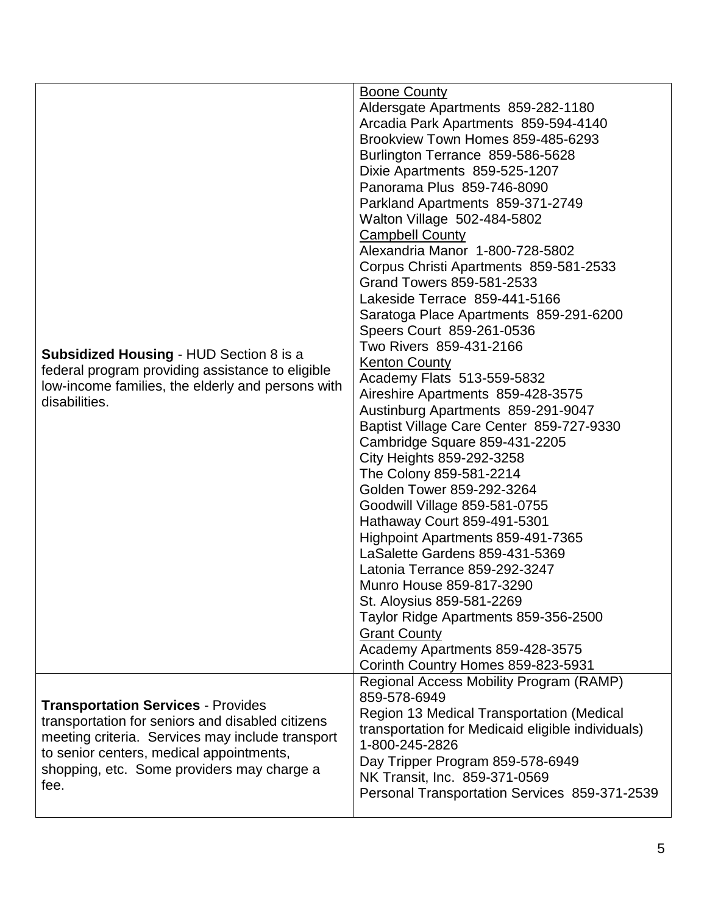| | |
|---|---|
| **Subsidized Housing** - HUD Section 8 is a federal program providing assistance to eligible low-income families, the elderly and persons with disabilities. | <u>Boone County</u><br>Aldersgate Apartments 859-282-1180<br>Arcadia Park Apartments 859-594-4140<br>Brookview Town Homes 859-485-6293<br>Burlington Terrace 859-586-5628<br>Dixie Apartments 859-525-1207<br>Panorama Plus 859-746-8090<br>Parkland Apartments 859-371-2749<br>Walton Village 502-484-5802<br><u>Campbell County</u><br>Alexandria Manor 1-800-728-5802<br>Corpus Christi Apartments 859-581-2533<br>Grand Towers 859-581-2533<br>Lakeside Terrace 859-441-5166<br>Saratoga Place Apartments 859-291-6200<br>Speers Court 859-261-0536<br>Two Rivers 859-431-2166<br><u>Kenton County</u><br>Academy Flats 513-559-5832<br>Aireshire Apartments 859-428-3575<br>Austinburg Apartments 859-291-9047<br>Baptist Village Care Center 859-727-9330<br>Cambridge Square 859-431-2205<br>City Heights 859-292-3258<br>The Colony 859-581-2214<br>Golden Tower 859-292-3264<br>Goodwill Village 859-581-0755<br>Hathaway Court 859-491-5301<br>Highpoint Apartments 859-491-7365<br>LaSalette Gardens 859-431-5369<br>Latonia Terrace 859-292-3247<br>Munro House 859-817-3290<br>St. Aloysius 859-581-2269<br>Taylor Ridge Apartments 859-356-2500<br><u>Grant County</u><br>Academy Apartments 859-428-3575<br>Corinth Country Homes 859-823-5931 |
| **Transportation Services** - Provides transportation for seniors and disabled citizens meeting criteria. Services may include transport to senior centers, medical appointments, shopping, etc. Some providers may charge a fee. | Regional Access Mobility Program (RAMP) 859-578-6949<br>Region 13 Medical Transportation (Medical transportation for Medicaid eligible individuals) 1-800-245-2826<br>Day Tripper Program 859-578-6949<br>NK Transit, Inc. 859-371-0569<br>Personal Transportation Services 859-371-2539 |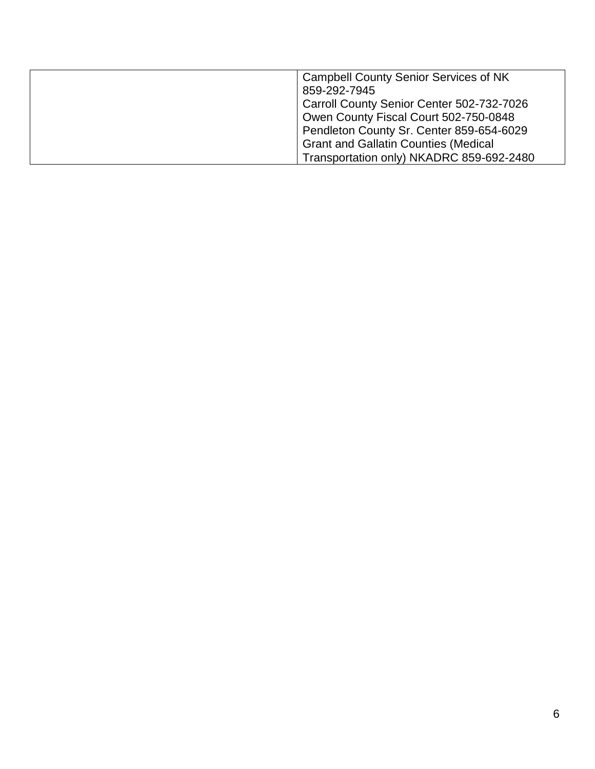| | |
|---|---|
| | Campbell County Senior Services of NK 859-292-7945<br>Carroll County Senior Center 502-732-7026<br>Owen County Fiscal Court 502-750-0848<br>Pendleton County Sr. Center 859-654-6029<br>Grant and Gallatin Counties (Medical Transportation only) NKADRC 859-692-2480 |